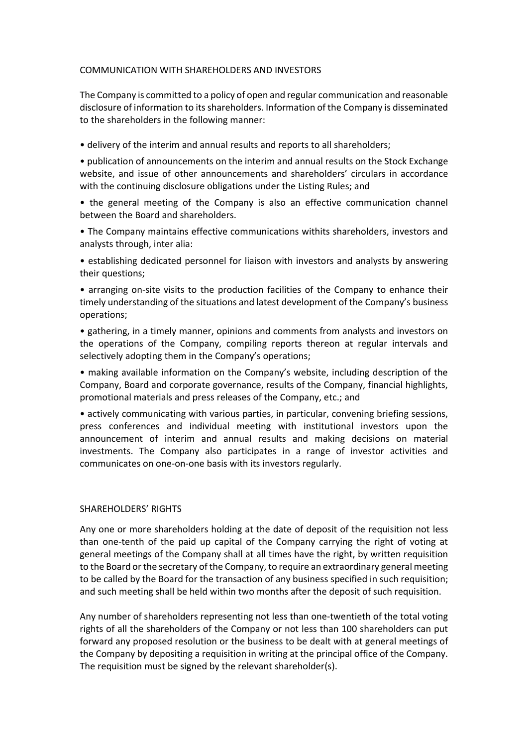## COMMUNICATION WITH SHAREHOLDERS AND INVESTORS

The Company is committed to a policy of open and regular communication and reasonable disclosure of information to its shareholders. Information of the Company is disseminated to the shareholders in the following manner:

- delivery of the interim and annual results and reports to all shareholders;
- publication of announcements on the interim and annual results on the Stock Exchange website, and issue of other announcements and shareholders' circulars in accordance with the continuing disclosure obligations under the Listing Rules; and
- the general meeting of the Company is also an effective communication channel between the Board and shareholders.
- The Company maintains effective communications withits shareholders, investors and analysts through, inter alia:
- establishing dedicated personnel for liaison with investors and analysts by answering their questions;
- arranging on-site visits to the production facilities of the Company to enhance their timely understanding of the situations and latest development of the Company's business operations;
- gathering, in a timely manner, opinions and comments from analysts and investors on the operations of the Company, compiling reports thereon at regular intervals and selectively adopting them in the Company's operations;
- making available information on the Company's website, including description of the Company, Board and corporate governance, results of the Company, financial highlights, promotional materials and press releases of the Company, etc.; and
- actively communicating with various parties, in particular, convening briefing sessions, press conferences and individual meeting with institutional investors upon the announcement of interim and annual results and making decisions on material investments. The Company also participates in a range of investor activities and communicates on one-on-one basis with its investors regularly.

## SHAREHOLDERS' RIGHTS

Any one or more shareholders holding at the date of deposit of the requisition not less than one-tenth of the paid up capital of the Company carrying the right of voting at general meetings of the Company shall at all times have the right, by written requisition to the Board or the secretary of the Company, to require an extraordinary general meeting to be called by the Board for the transaction of any business specified in such requisition; and such meeting shall be held within two months after the deposit of such requisition.

Any number of shareholders representing not less than one-twentieth of the total voting rights of all the shareholders of the Company or not less than 100 shareholders can put forward any proposed resolution or the business to be dealt with at general meetings of the Company by depositing a requisition in writing at the principal office of the Company. The requisition must be signed by the relevant shareholder(s).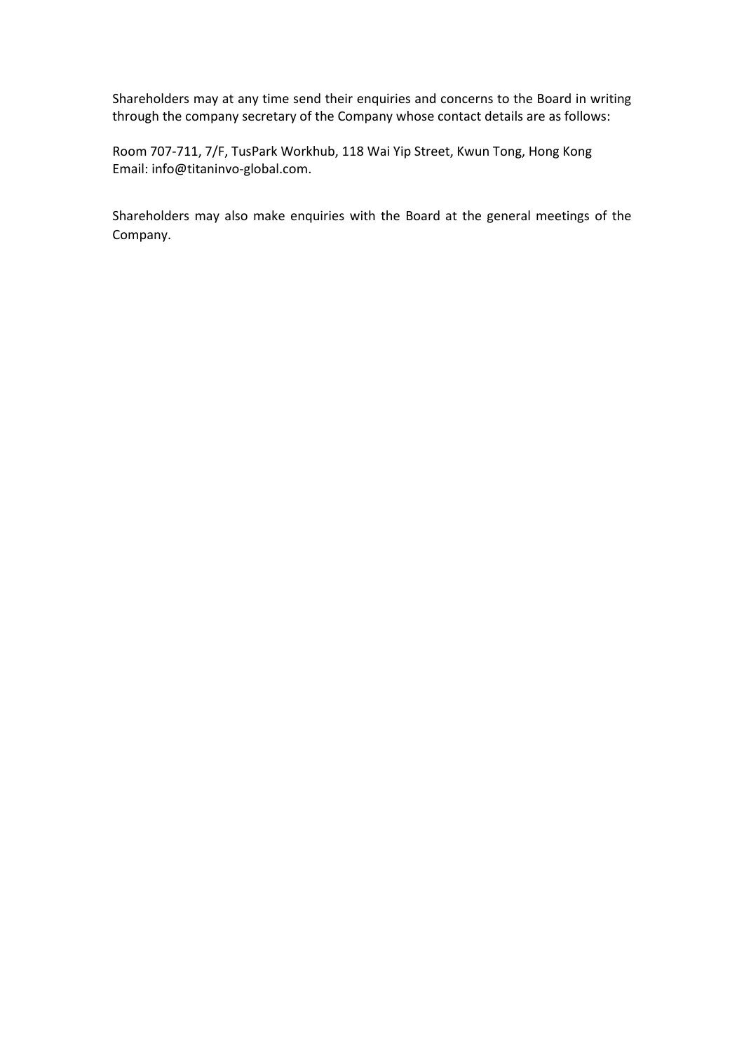Shareholders may at any time send their enquiries and concerns to the Board in writing through the company secretary of the Company whose contact details are as follows:

Room 707-711, 7/F, TusPark Workhub, 118 Wai Yip Street, Kwun Tong, Hong Kong
Email: info@titaninvo-global.com.

Shareholders may also make enquiries with the Board at the general meetings of the Company.